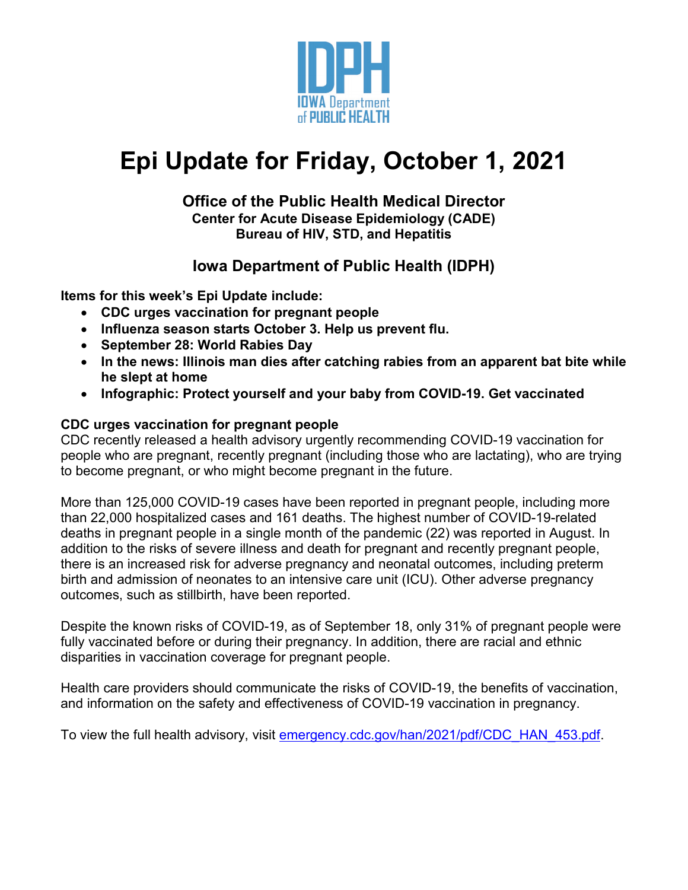IDPH
IOWA Department of PUBLIC HEALTH

# Epi Update for Friday, October 1, 2021

**Office of the Public Health Medical Director**
**Center for Acute Disease Epidemiology (CADE)**
**Bureau of HIV, STD, and Hepatitis**

**Iowa Department of Public Health (IDPH)**

**Items for this week's Epi Update include:**

- **CDC urges vaccination for pregnant people**
- **Influenza season starts October 3. Help us prevent flu.**
- **September 28: World Rabies Day**
- **In the news: Illinois man dies after catching rabies from an apparent bat bite while he slept at home**
- **Infographic: Protect yourself and your baby from COVID-19. Get vaccinated**

## CDC urges vaccination for pregnant people

CDC recently released a health advisory urgently recommending COVID-19 vaccination for people who are pregnant, recently pregnant (including those who are lactating), who are trying to become pregnant, or who might become pregnant in the future.

More than 125,000 COVID-19 cases have been reported in pregnant people, including more than 22,000 hospitalized cases and 161 deaths. The highest number of COVID-19-related deaths in pregnant people in a single month of the pandemic (22) was reported in August. In addition to the risks of severe illness and death for pregnant and recently pregnant people, there is an increased risk for adverse pregnancy and neonatal outcomes, including preterm birth and admission of neonates to an intensive care unit (ICU). Other adverse pregnancy outcomes, such as stillbirth, have been reported.

Despite the known risks of COVID-19, as of September 18, only 31% of pregnant people were fully vaccinated before or during their pregnancy. In addition, there are racial and ethnic disparities in vaccination coverage for pregnant people.

Health care providers should communicate the risks of COVID-19, the benefits of vaccination, and information on the safety and effectiveness of COVID-19 vaccination in pregnancy.

To view the full health advisory, visit emergency.cdc.gov/han/2021/pdf/CDC_HAN_453.pdf.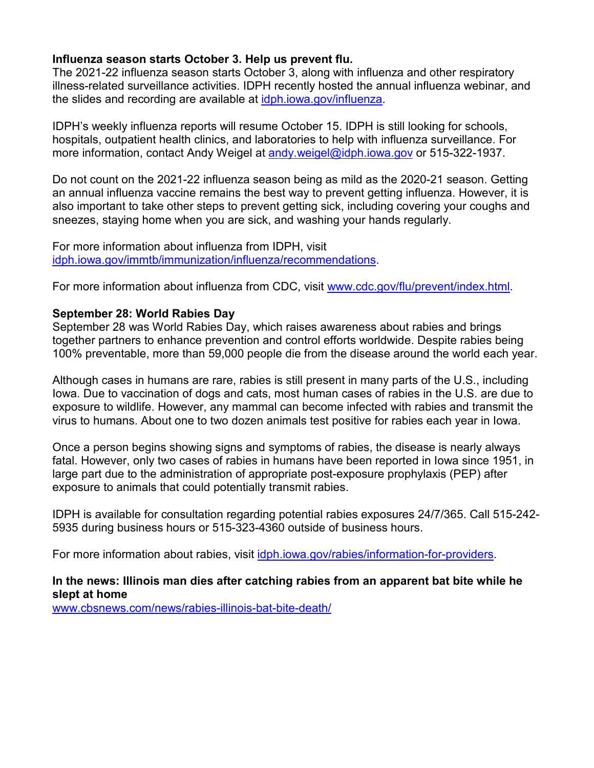**Influenza season starts October 3. Help us prevent flu.**
The 2021-22 influenza season starts October 3, along with influenza and other respiratory illness-related surveillance activities. IDPH recently hosted the annual influenza webinar, and the slides and recording are available at [idph.iowa.gov/influenza](idph.iowa.gov/influenza).

IDPH's weekly influenza reports will resume October 15. IDPH is still looking for schools, hospitals, outpatient health clinics, and laboratories to help with influenza surveillance. For more information, contact Andy Weigel at [andy.weigel@idph.iowa.gov](mailto:andy.weigel@idph.iowa.gov) or 515-322-1937.

Do not count on the 2021-22 influenza season being as mild as the 2020-21 season. Getting an annual influenza vaccine remains the best way to prevent getting influenza. However, it is also important to take other steps to prevent getting sick, including covering your coughs and sneezes, staying home when you are sick, and washing your hands regularly.

For more information about influenza from IDPH, visit [idph.iowa.gov/immtb/immunization/influenza/recommendations](idph.iowa.gov/immtb/immunization/influenza/recommendations).

For more information about influenza from CDC, visit [www.cdc.gov/flu/prevent/index.html](www.cdc.gov/flu/prevent/index.html).

**September 28: World Rabies Day**
September 28 was World Rabies Day, which raises awareness about rabies and brings together partners to enhance prevention and control efforts worldwide. Despite rabies being 100% preventable, more than 59,000 people die from the disease around the world each year.

Although cases in humans are rare, rabies is still present in many parts of the U.S., including Iowa. Due to vaccination of dogs and cats, most human cases of rabies in the U.S. are due to exposure to wildlife. However, any mammal can become infected with rabies and transmit the virus to humans. About one to two dozen animals test positive for rabies each year in Iowa.

Once a person begins showing signs and symptoms of rabies, the disease is nearly always fatal. However, only two cases of rabies in humans have been reported in Iowa since 1951, in large part due to the administration of appropriate post-exposure prophylaxis (PEP) after exposure to animals that could potentially transmit rabies.

IDPH is available for consultation regarding potential rabies exposures 24/7/365. Call 515-242-5935 during business hours or 515-323-4360 outside of business hours.

For more information about rabies, visit [idph.iowa.gov/rabies/information-for-providers](idph.iowa.gov/rabies/information-for-providers).

**In the news: Illinois man dies after catching rabies from an apparent bat bite while he slept at home**
[www.cbsnews.com/news/rabies-illinois-bat-bite-death/](www.cbsnews.com/news/rabies-illinois-bat-bite-death/)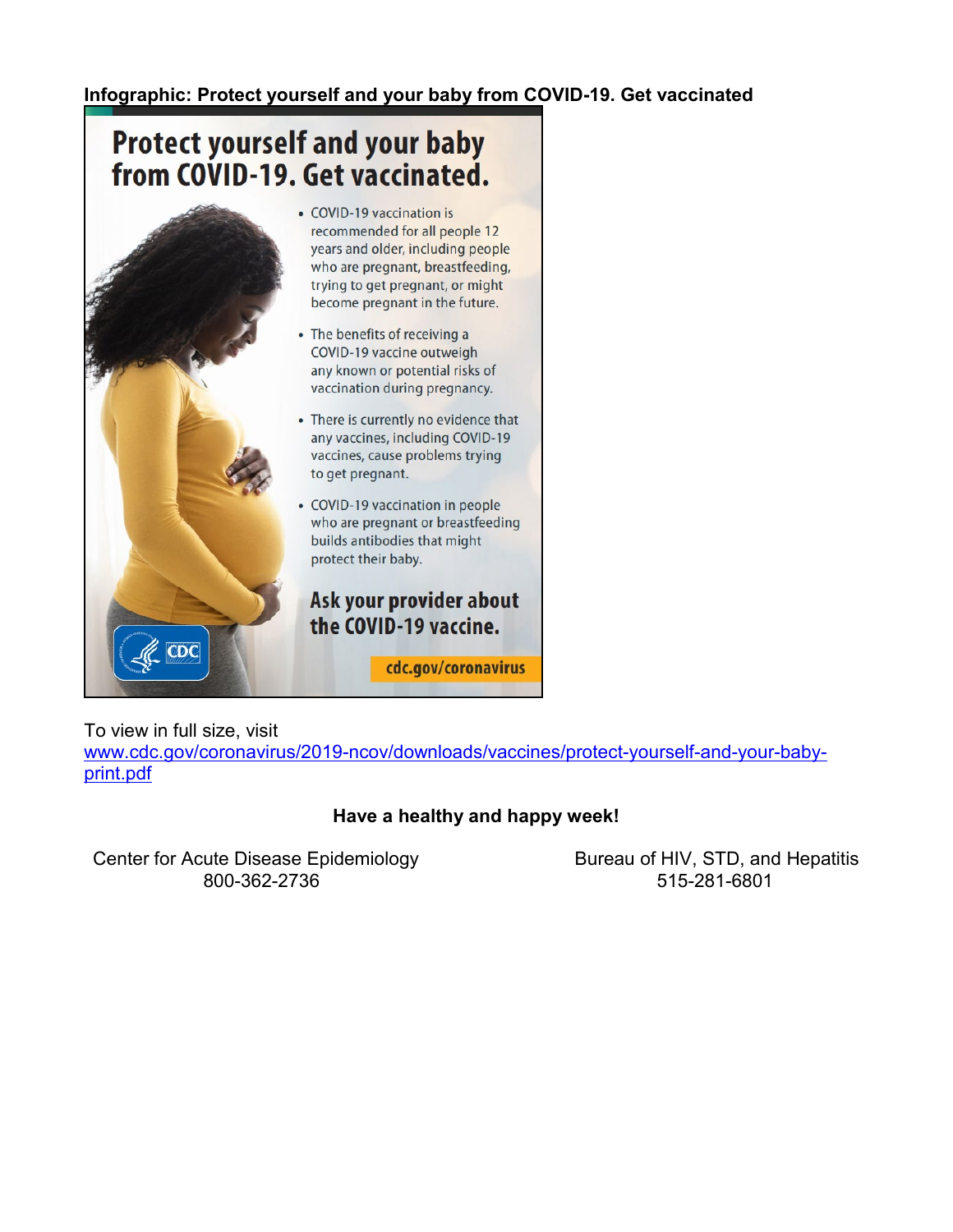**Infographic: Protect yourself and your baby from COVID-19. Get vaccinated**

# Protect yourself and your baby from COVID-19. Get vaccinated.

- COVID-19 vaccination is recommended for all people 12 years and older, including people who are pregnant, breastfeeding, trying to get pregnant, or might become pregnant in the future.
- The benefits of receiving a COVID-19 vaccine outweigh any known or potential risks of vaccination during pregnancy.
- There is currently no evidence that any vaccines, including COVID-19 vaccines, cause problems trying to get pregnant.
- COVID-19 vaccination in people who are pregnant or breastfeeding builds antibodies that might protect their baby.

**Ask your provider about the COVID-19 vaccine.**

CDC

cdc.gov/coronavirus

To view in full size, visit [www.cdc.gov/coronavirus/2019-ncov/downloads/vaccines/protect-yourself-and-your-baby-print.pdf](www.cdc.gov/coronavirus/2019-ncov/downloads/vaccines/protect-yourself-and-your-baby-print.pdf)

**Have a healthy and happy week!**

Center for Acute Disease Epidemiology
800-362-2736

Bureau of HIV, STD, and Hepatitis
515-281-6801